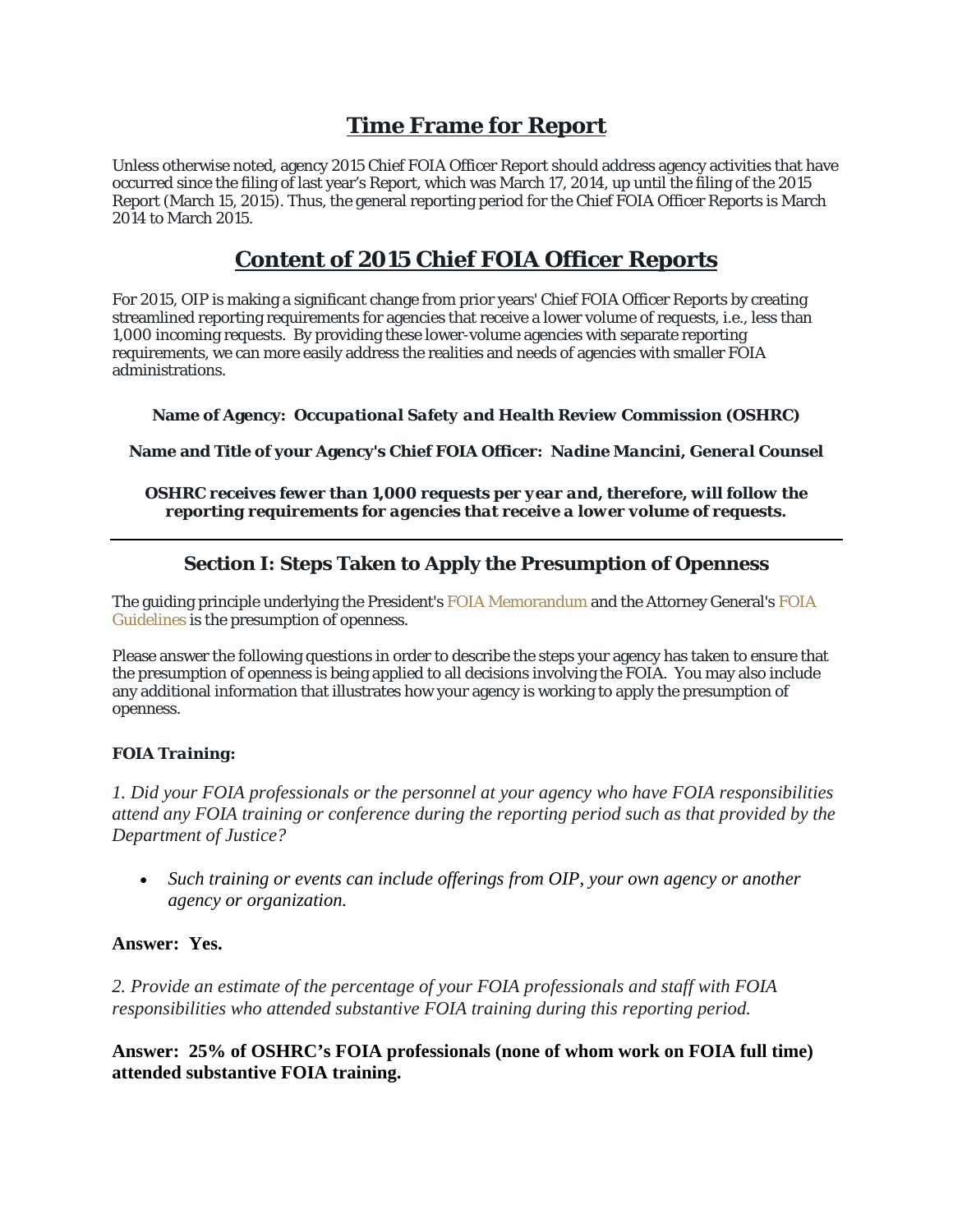# Time Frame for Report

Unless otherwise noted, agency 2015 Chief FOIA Officer Report should address agency activities that have occurred since the filing of last year's Report, which was March 17, 2014, up until the filing of the 2015 Report (March 15, 2015). Thus, the general reporting period for the Chief FOIA Officer Reports is March 2014 to March 2015.

# Content of 2015 Chief FOIA Officer Reports

For 2015, OIP is making a significant change from prior years' Chief FOIA Officer Reports by creating streamlined reporting requirements for agencies that receive a lower volume of requests, i.e., less than 1,000 incoming requests. By providing these lower-volume agencies with separate reporting requirements, we can more easily address the realities and needs of agencies with smaller FOIA administrations.

**Name of Agency: *Occupational Safety and Health Review Commission (OSHRC)***

**Name and Title of your Agency's Chief FOIA Officer: *Nadine Mancini, General Counsel***

***OSHRC receives fewer than 1,000 requests per year and, therefore, will follow the reporting requirements for agencies that receive a lower volume of requests.***

---

## Section I: Steps Taken to Apply the Presumption of Openness

The guiding principle underlying the President's FOIA Memorandum and the Attorney General's FOIA Guidelines is the presumption of openness.

Please answer the following questions in order to describe the steps your agency has taken to ensure that the presumption of openness is being applied to all decisions involving the FOIA. You may also include any additional information that illustrates how your agency is working to apply the presumption of openness.

***FOIA Training:***

*1. Did your FOIA professionals or the personnel at your agency who have FOIA responsibilities attend any FOIA training or conference during the reporting period such as that provided by the Department of Justice?*

- *Such training or events can include offerings from OIP, your own agency or another agency or organization.*

**Answer: Yes.**

*2. Provide an estimate of the percentage of your FOIA professionals and staff with FOIA responsibilities who attended substantive FOIA training during this reporting period.*

**Answer: 25% of OSHRC's FOIA professionals (none of whom work on FOIA full time) attended substantive FOIA training.**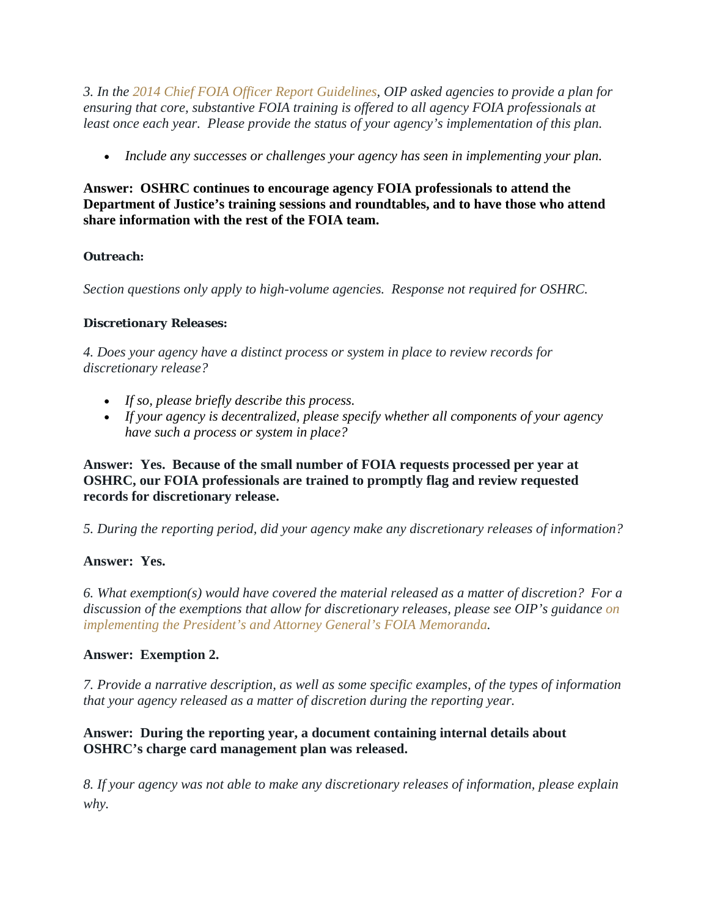*3. In the 2014 Chief FOIA Officer Report Guidelines, OIP asked agencies to provide a plan for ensuring that core, substantive FOIA training is offered to all agency FOIA professionals at least once each year. Please provide the status of your agency's implementation of this plan.*

- *Include any successes or challenges your agency has seen in implementing your plan.*

**Answer: OSHRC continues to encourage agency FOIA professionals to attend the Department of Justice's training sessions and roundtables, and to have those who attend share information with the rest of the FOIA team.**

***Outreach:***

*Section questions only apply to high-volume agencies. Response not required for OSHRC.*

***Discretionary Releases:***

*4. Does your agency have a distinct process or system in place to review records for discretionary release?*

- *If so, please briefly describe this process.*
- *If your agency is decentralized, please specify whether all components of your agency have such a process or system in place?*

**Answer: Yes. Because of the small number of FOIA requests processed per year at OSHRC, our FOIA professionals are trained to promptly flag and review requested records for discretionary release.**

*5. During the reporting period, did your agency make any discretionary releases of information?*

**Answer: Yes.**

*6. What exemption(s) would have covered the material released as a matter of discretion? For a discussion of the exemptions that allow for discretionary releases, please see OIP's guidance on implementing the President's and Attorney General's FOIA Memoranda.*

**Answer: Exemption 2.**

*7. Provide a narrative description, as well as some specific examples, of the types of information that your agency released as a matter of discretion during the reporting year.*

**Answer: During the reporting year, a document containing internal details about OSHRC's charge card management plan was released.**

*8. If your agency was not able to make any discretionary releases of information, please explain why.*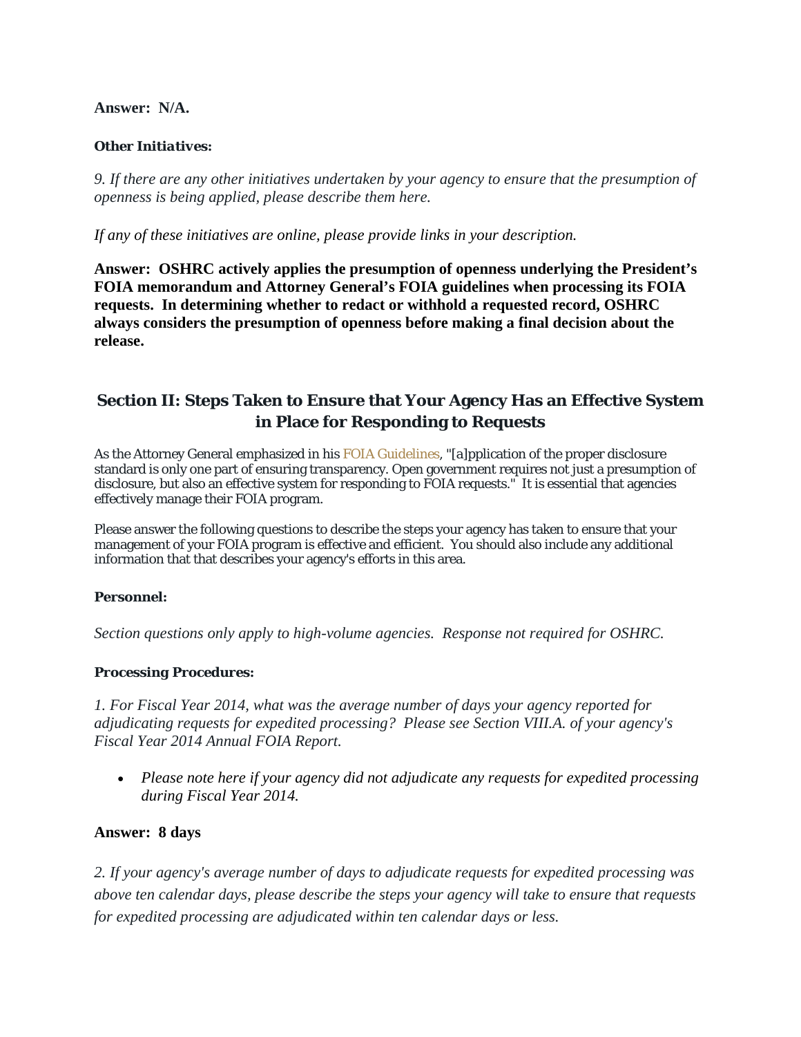**Answer: N/A.**

***Other Initiatives:***

*9. If there are any other initiatives undertaken by your agency to ensure that the presumption of openness is being applied, please describe them here.*

*If any of these initiatives are online, please provide links in your description.*

**Answer: OSHRC actively applies the presumption of openness underlying the President's FOIA memorandum and Attorney General's FOIA guidelines when processing its FOIA requests. In determining whether to redact or withhold a requested record, OSHRC always considers the presumption of openness before making a final decision about the release.**

## Section II: Steps Taken to Ensure that Your Agency Has an Effective System in Place for Responding to Requests

As the Attorney General emphasized in his FOIA Guidelines, "[a]pplication of the proper disclosure standard is only one part of ensuring transparency. Open government requires not just a presumption of disclosure, but also an effective system for responding to FOIA requests." It is essential that agencies effectively manage their FOIA program.

Please answer the following questions to describe the steps your agency has taken to ensure that your management of your FOIA program is effective and efficient. You should also include any additional information that that describes your agency's efforts in this area.

**Personnel:**

*Section questions only apply to high-volume agencies. Response not required for OSHRC.*

**Processing Procedures:**

*1. For Fiscal Year 2014, what was the average number of days your agency reported for adjudicating requests for expedited processing? Please see Section VIII.A. of your agency's Fiscal Year 2014 Annual FOIA Report.*

- *Please note here if your agency did not adjudicate any requests for expedited processing during Fiscal Year 2014.*

**Answer: 8 days**

*2. If your agency's average number of days to adjudicate requests for expedited processing was above ten calendar days, please describe the steps your agency will take to ensure that requests for expedited processing are adjudicated within ten calendar days or less.*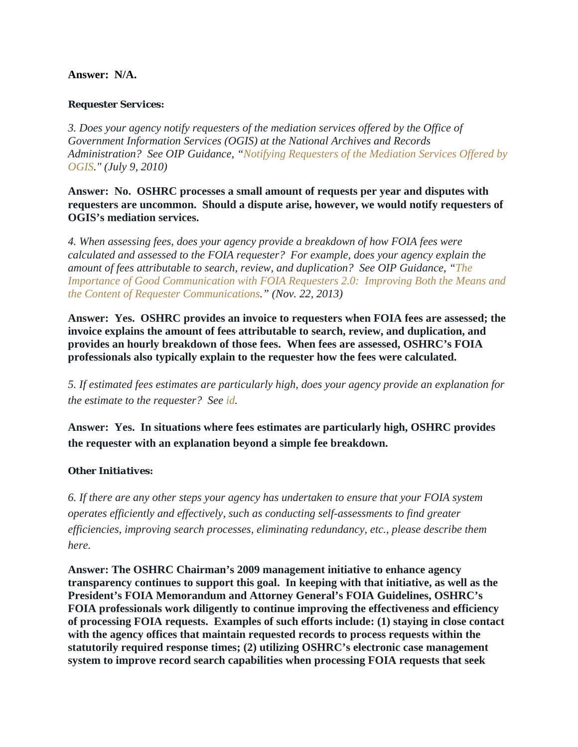**Answer: N/A.**

***Requester Services:***

*3. Does your agency notify requesters of the mediation services offered by the Office of Government Information Services (OGIS) at the National Archives and Records Administration? See OIP Guidance, "Notifying Requesters of the Mediation Services Offered by OGIS." (July 9, 2010)*

**Answer: No. OSHRC processes a small amount of requests per year and disputes with requesters are uncommon. Should a dispute arise, however, we would notify requesters of OGIS's mediation services.**

*4. When assessing fees, does your agency provide a breakdown of how FOIA fees were calculated and assessed to the FOIA requester? For example, does your agency explain the amount of fees attributable to search, review, and duplication? See OIP Guidance, "The Importance of Good Communication with FOIA Requesters 2.0: Improving Both the Means and the Content of Requester Communications." (Nov. 22, 2013)*

**Answer: Yes. OSHRC provides an invoice to requesters when FOIA fees are assessed; the invoice explains the amount of fees attributable to search, review, and duplication, and provides an hourly breakdown of those fees. When fees are assessed, OSHRC's FOIA professionals also typically explain to the requester how the fees were calculated.**

*5. If estimated fees estimates are particularly high, does your agency provide an explanation for the estimate to the requester? See id.*

**Answer: Yes. In situations where fees estimates are particularly high, OSHRC provides the requester with an explanation beyond a simple fee breakdown.**

***Other Initiatives:***

*6. If there are any other steps your agency has undertaken to ensure that your FOIA system operates efficiently and effectively, such as conducting self-assessments to find greater efficiencies, improving search processes, eliminating redundancy, etc., please describe them here.*

**Answer: The OSHRC Chairman's 2009 management initiative to enhance agency transparency continues to support this goal. In keeping with that initiative, as well as the President's FOIA Memorandum and Attorney General's FOIA Guidelines, OSHRC's FOIA professionals work diligently to continue improving the effectiveness and efficiency of processing FOIA requests. Examples of such efforts include: (1) staying in close contact with the agency offices that maintain requested records to process requests within the statutorily required response times; (2) utilizing OSHRC's electronic case management system to improve record search capabilities when processing FOIA requests that seek**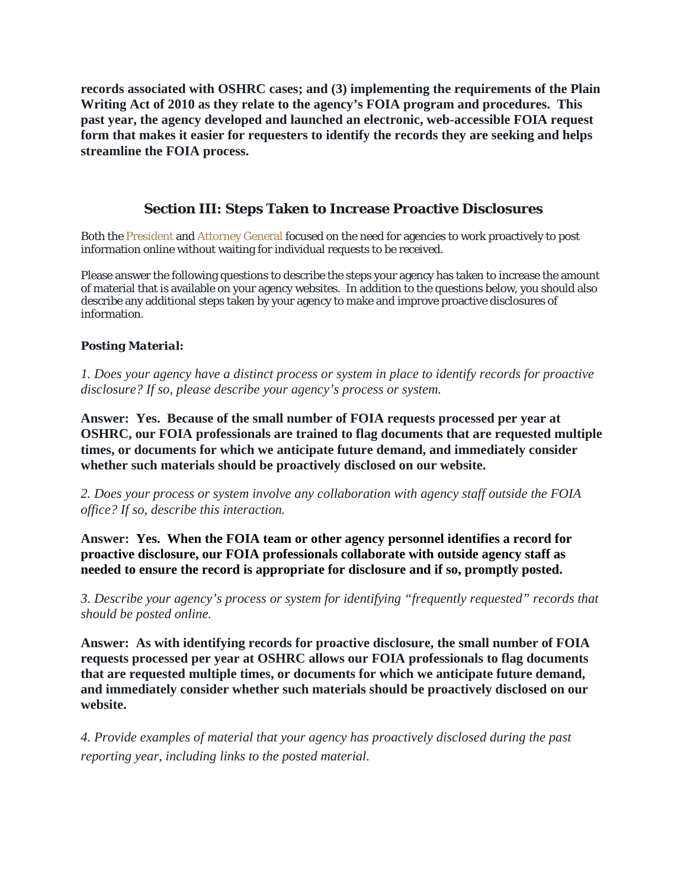**records associated with OSHRC cases; and (3) implementing the requirements of the Plain Writing Act of 2010 as they relate to the agency's FOIA program and procedures. This past year, the agency developed and launched an electronic, web-accessible FOIA request form that makes it easier for requesters to identify the records they are seeking and helps streamline the FOIA process.**

## Section III: Steps Taken to Increase Proactive Disclosures

Both the President and Attorney General focused on the need for agencies to work proactively to post information online without waiting for individual requests to be received.

Please answer the following questions to describe the steps your agency has taken to increase the amount of material that is available on your agency websites. In addition to the questions below, you should also describe any additional steps taken by your agency to make and improve proactive disclosures of information.

***Posting Material:***

*1. Does your agency have a distinct process or system in place to identify records for proactive disclosure? If so, please describe your agency's process or system.*

**Answer: Yes. Because of the small number of FOIA requests processed per year at OSHRC, our FOIA professionals are trained to flag documents that are requested multiple times, or documents for which we anticipate future demand, and immediately consider whether such materials should be proactively disclosed on our website.**

*2. Does your process or system involve any collaboration with agency staff outside the FOIA office? If so, describe this interaction.*

**Answer: Yes. When the FOIA team or other agency personnel identifies a record for proactive disclosure, our FOIA professionals collaborate with outside agency staff as needed to ensure the record is appropriate for disclosure and if so, promptly posted.**

*3. Describe your agency's process or system for identifying "frequently requested" records that should be posted online.*

**Answer: As with identifying records for proactive disclosure, the small number of FOIA requests processed per year at OSHRC allows our FOIA professionals to flag documents that are requested multiple times, or documents for which we anticipate future demand, and immediately consider whether such materials should be proactively disclosed on our website.**

*4. Provide examples of material that your agency has proactively disclosed during the past reporting year, including links to the posted material.*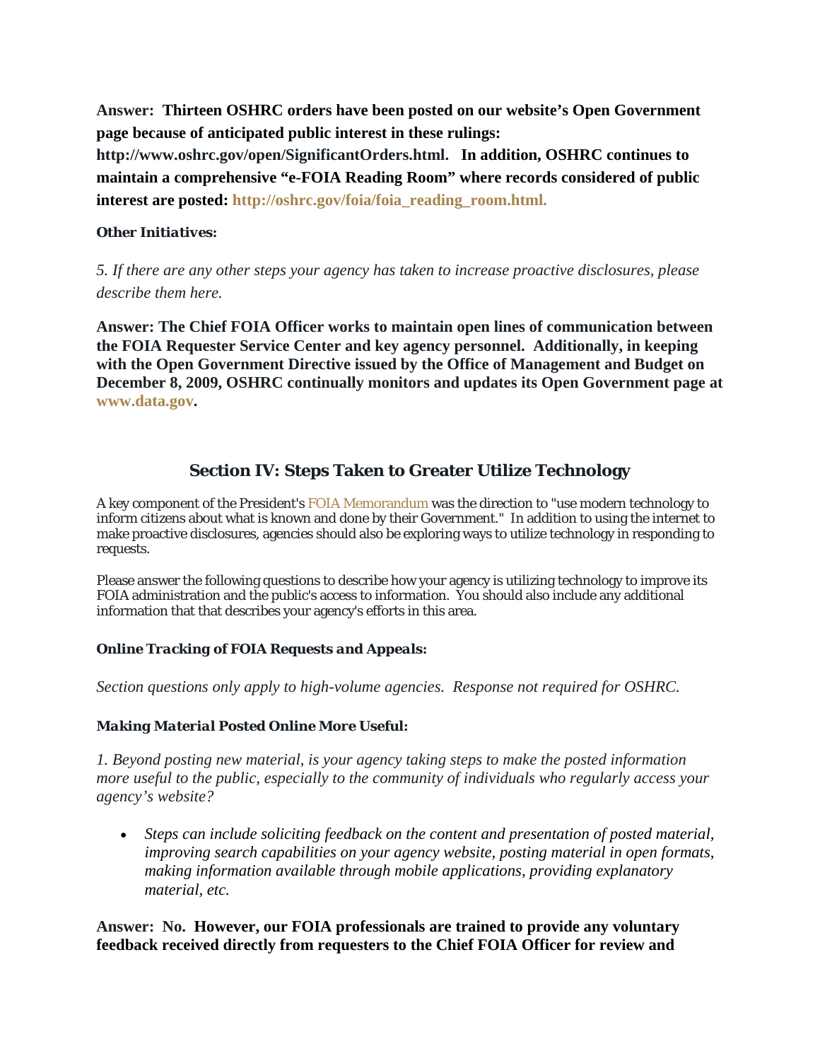**Answer: Thirteen OSHRC orders have been posted on our website's Open Government page because of anticipated public interest in these rulings: http://www.oshrc.gov/open/SignificantOrders.html. In addition, OSHRC continues to maintain a comprehensive "e-FOIA Reading Room" where records considered of public interest are posted: http://oshrc.gov/foia/foia_reading_room.html.**

***Other Initiatives:***

*5. If there are any other steps your agency has taken to increase proactive disclosures, please describe them here.*

**Answer: The Chief FOIA Officer works to maintain open lines of communication between the FOIA Requester Service Center and key agency personnel. Additionally, in keeping with the Open Government Directive issued by the Office of Management and Budget on December 8, 2009, OSHRC continually monitors and updates its Open Government page at www.data.gov.**

## Section IV: Steps Taken to Greater Utilize Technology

A key component of the President's FOIA Memorandum was the direction to "use modern technology to inform citizens about what is known and done by their Government." In addition to using the internet to make proactive disclosures, agencies should also be exploring ways to utilize technology in responding to requests.

Please answer the following questions to describe how your agency is utilizing technology to improve its FOIA administration and the public's access to information. You should also include any additional information that that describes your agency's efforts in this area.

***Online Tracking of FOIA Requests and Appeals:***

*Section questions only apply to high-volume agencies. Response not required for OSHRC.*

***Making Material Posted Online More Useful:***

*1. Beyond posting new material, is your agency taking steps to make the posted information more useful to the public, especially to the community of individuals who regularly access your agency's website?*

- *Steps can include soliciting feedback on the content and presentation of posted material, improving search capabilities on your agency website, posting material in open formats, making information available through mobile applications, providing explanatory material, etc.*

**Answer: No. However, our FOIA professionals are trained to provide any voluntary feedback received directly from requesters to the Chief FOIA Officer for review and**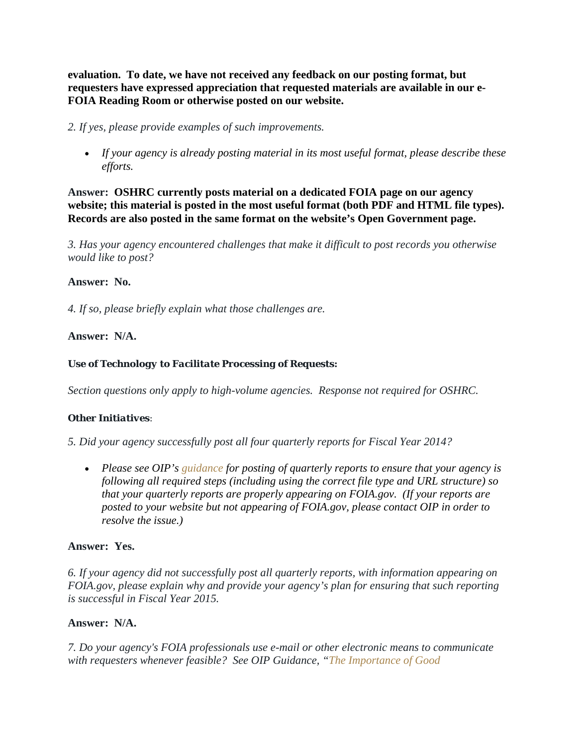**evaluation. To date, we have not received any feedback on our posting format, but requesters have expressed appreciation that requested materials are available in our e-FOIA Reading Room or otherwise posted on our website.**

*2. If yes, please provide examples of such improvements.*

- *If your agency is already posting material in its most useful format, please describe these efforts.*

**Answer: OSHRC currently posts material on a dedicated FOIA page on our agency website; this material is posted in the most useful format (both PDF and HTML file types). Records are also posted in the same format on the website's Open Government page.**

*3. Has your agency encountered challenges that make it difficult to post records you otherwise would like to post?*

**Answer: No.**

*4. If so, please briefly explain what those challenges are.*

**Answer: N/A.**

***Use of Technology to Facilitate Processing of Requests:***

*Section questions only apply to high-volume agencies. Response not required for OSHRC.*

***Other Initiatives***:

*5. Did your agency successfully post all four quarterly reports for Fiscal Year 2014?*

- *Please see OIP's guidance for posting of quarterly reports to ensure that your agency is following all required steps (including using the correct file type and URL structure) so that your quarterly reports are properly appearing on FOIA.gov. (If your reports are posted to your website but not appearing of FOIA.gov, please contact OIP in order to resolve the issue.)*

**Answer: Yes.**

*6. If your agency did not successfully post all quarterly reports, with information appearing on FOIA.gov, please explain why and provide your agency's plan for ensuring that such reporting is successful in Fiscal Year 2015.*

**Answer: N/A.**

*7. Do your agency's FOIA professionals use e-mail or other electronic means to communicate with requesters whenever feasible? See OIP Guidance, "The Importance of Good*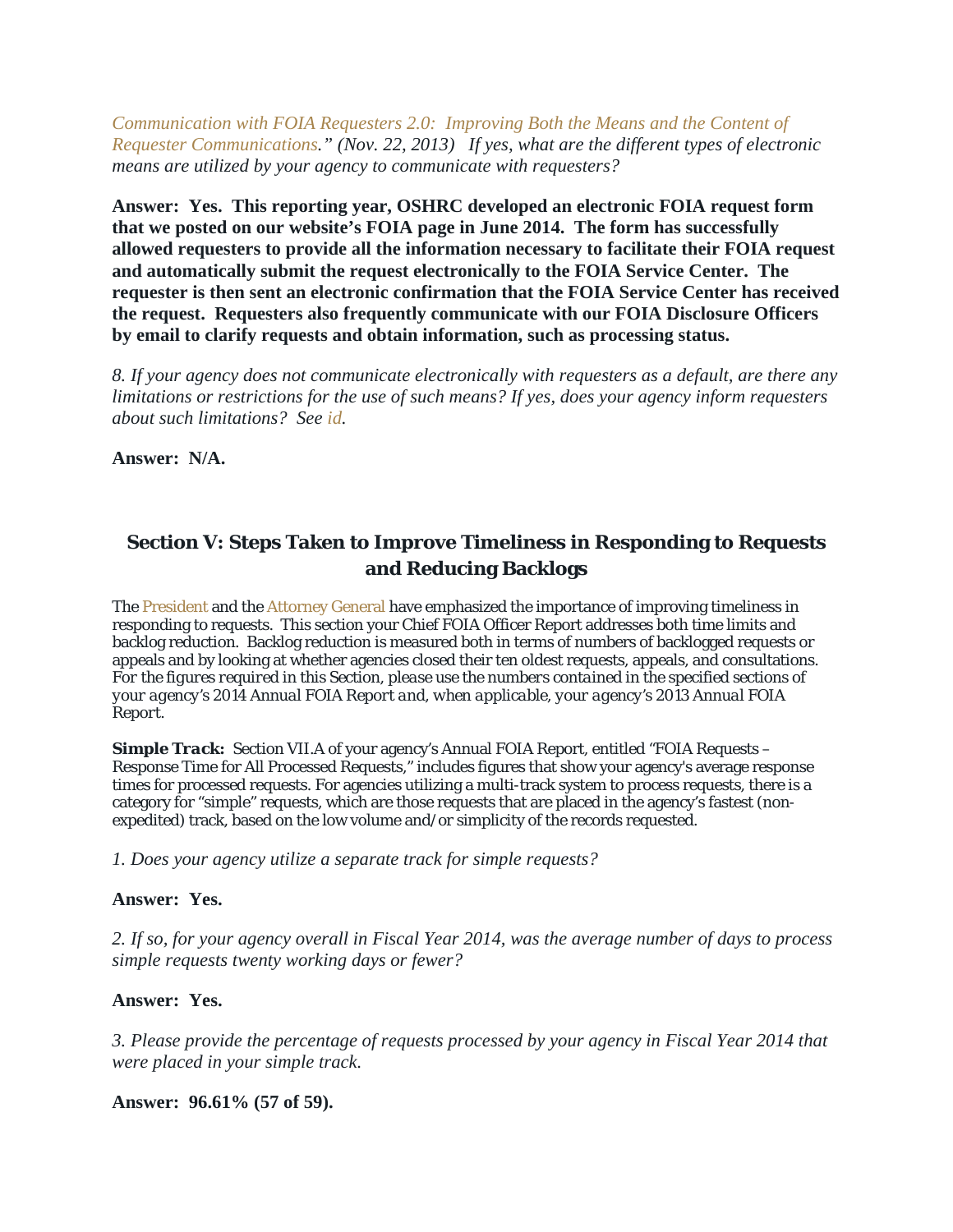*Communication with FOIA Requesters 2.0: Improving Both the Means and the Content of Requester Communications." (Nov. 22, 2013) If yes, what are the different types of electronic means are utilized by your agency to communicate with requesters?*

**Answer: Yes. This reporting year, OSHRC developed an electronic FOIA request form that we posted on our website's FOIA page in June 2014. The form has successfully allowed requesters to provide all the information necessary to facilitate their FOIA request and automatically submit the request electronically to the FOIA Service Center. The requester is then sent an electronic confirmation that the FOIA Service Center has received the request. Requesters also frequently communicate with our FOIA Disclosure Officers by email to clarify requests and obtain information, such as processing status.**

*8. If your agency does not communicate electronically with requesters as a default, are there any limitations or restrictions for the use of such means? If yes, does your agency inform requesters about such limitations? See id.*

**Answer: N/A.**

## Section V: Steps Taken to Improve Timeliness in Responding to Requests and Reducing Backlogs

The President and the Attorney General have emphasized the importance of improving timeliness in responding to requests. This section your Chief FOIA Officer Report addresses both time limits and backlog reduction. Backlog reduction is measured both in terms of numbers of backlogged requests or appeals and by looking at whether agencies closed their ten oldest requests, appeals, and consultations. *For the figures required in this Section, please use the numbers contained in the specified sections of your agency's 2014 Annual FOIA Report and, when applicable, your agency's 2013 Annual FOIA Report.*

***Simple Track:*** Section VII.A of your agency's Annual FOIA Report, entitled "FOIA Requests – Response Time for All Processed Requests," includes figures that show your agency's average response times for processed requests. For agencies utilizing a multi-track system to process requests, there is a category for "simple" requests, which are those requests that are placed in the agency's fastest (non-expedited) track, based on the low volume and/or simplicity of the records requested.

*1. Does your agency utilize a separate track for simple requests?*

**Answer: Yes.**

*2. If so, for your agency overall in Fiscal Year 2014, was the average number of days to process simple requests twenty working days or fewer?*

**Answer: Yes.**

*3. Please provide the percentage of requests processed by your agency in Fiscal Year 2014 that were placed in your simple track.*

**Answer: 96.61% (57 of 59).**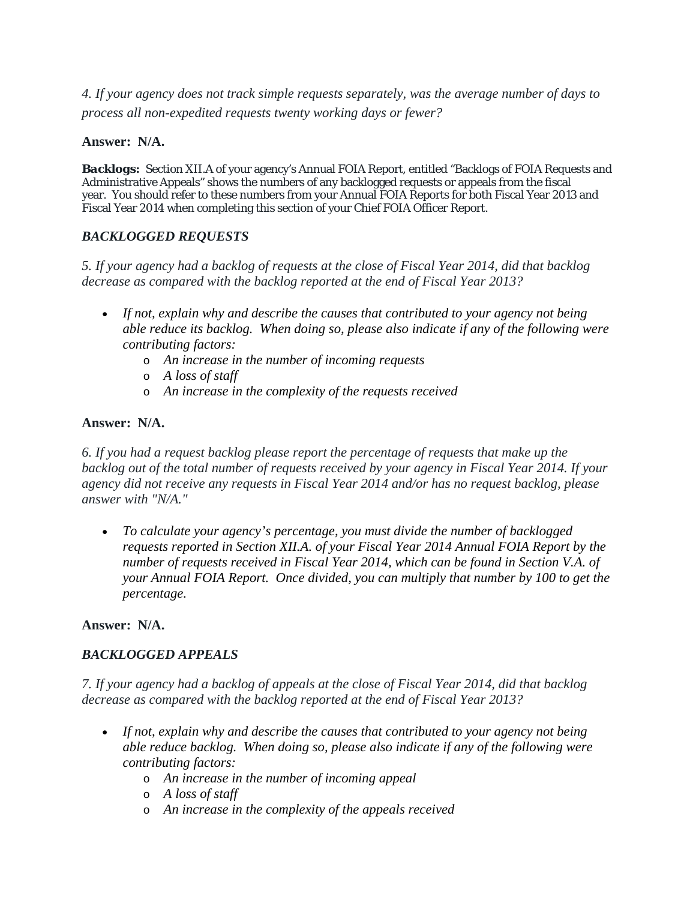*4. If your agency does not track simple requests separately, was the average number of days to process all non-expedited requests twenty working days or fewer?*

**Answer: N/A.**

***Backlogs:*** Section XII.A of your agency's Annual FOIA Report, entitled "Backlogs of FOIA Requests and Administrative Appeals" shows the numbers of any backlogged requests or appeals from the fiscal year. You should refer to these numbers from your Annual FOIA Reports for both Fiscal Year 2013 and Fiscal Year 2014 when completing this section of your Chief FOIA Officer Report.

***BACKLOGGED REQUESTS***

*5. If your agency had a backlog of requests at the close of Fiscal Year 2014, did that backlog decrease as compared with the backlog reported at the end of Fiscal Year 2013?*

- *If not, explain why and describe the causes that contributed to your agency not being able reduce its backlog. When doing so, please also indicate if any of the following were contributing factors:*
  - *An increase in the number of incoming requests*
  - *A loss of staff*
  - *An increase in the complexity of the requests received*

**Answer: N/A.**

*6. If you had a request backlog please report the percentage of requests that make up the backlog out of the total number of requests received by your agency in Fiscal Year 2014. If your agency did not receive any requests in Fiscal Year 2014 and/or has no request backlog, please answer with "N/A."*

- *To calculate your agency's percentage, you must divide the number of backlogged requests reported in Section XII.A. of your Fiscal Year 2014 Annual FOIA Report by the number of requests received in Fiscal Year 2014, which can be found in Section V.A. of your Annual FOIA Report. Once divided, you can multiply that number by 100 to get the percentage.*

**Answer: N/A.**

***BACKLOGGED APPEALS***

*7. If your agency had a backlog of appeals at the close of Fiscal Year 2014, did that backlog decrease as compared with the backlog reported at the end of Fiscal Year 2013?*

- *If not, explain why and describe the causes that contributed to your agency not being able reduce backlog. When doing so, please also indicate if any of the following were contributing factors:*
  - *An increase in the number of incoming appeal*
  - *A loss of staff*
  - *An increase in the complexity of the appeals received*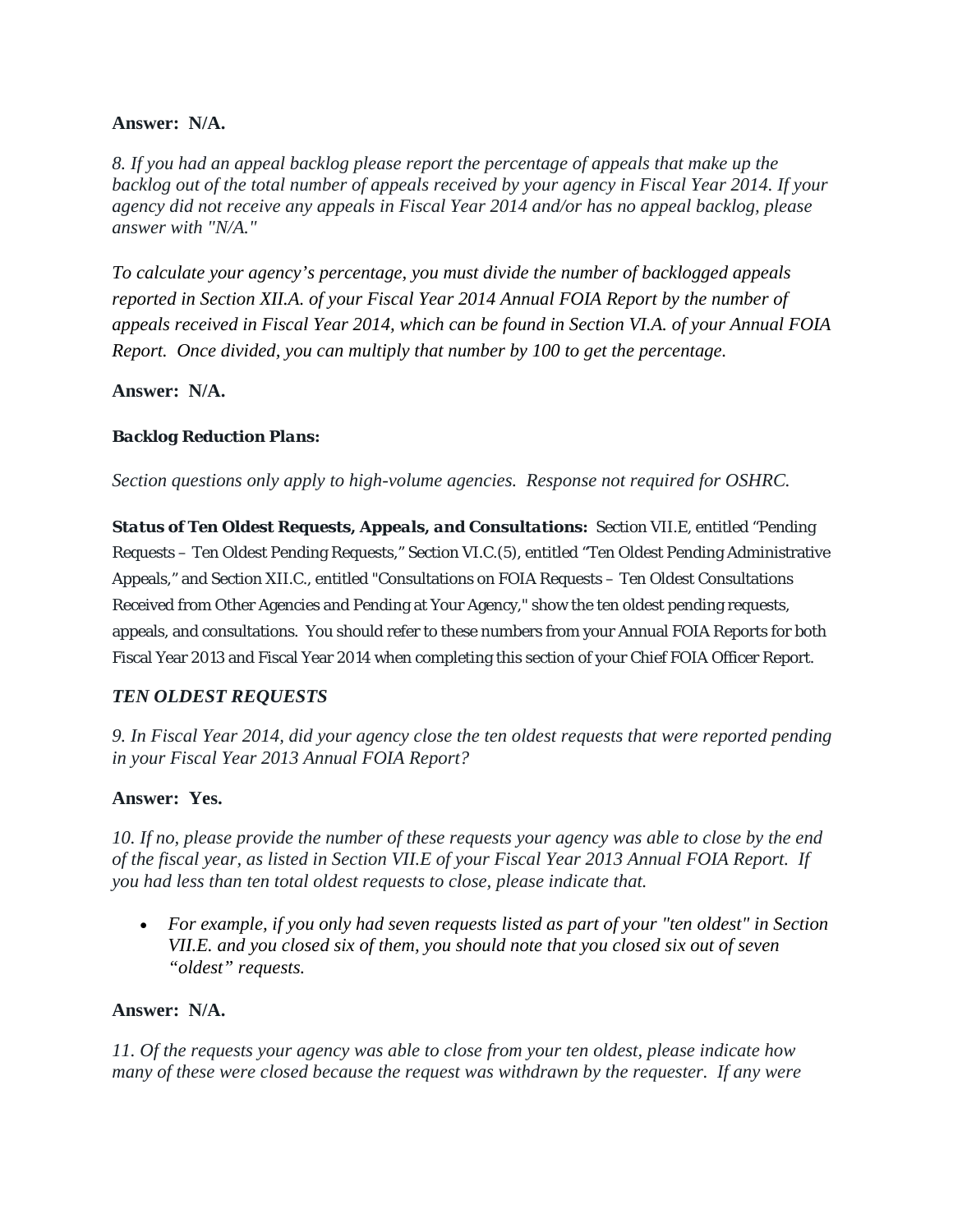**Answer: N/A.**

*8. If you had an appeal backlog please report the percentage of appeals that make up the backlog out of the total number of appeals received by your agency in Fiscal Year 2014. If your agency did not receive any appeals in Fiscal Year 2014 and/or has no appeal backlog, please answer with "N/A."*

*To calculate your agency's percentage, you must divide the number of backlogged appeals reported in Section XII.A. of your Fiscal Year 2014 Annual FOIA Report by the number of appeals received in Fiscal Year 2014, which can be found in Section VI.A. of your Annual FOIA Report. Once divided, you can multiply that number by 100 to get the percentage.*

**Answer: N/A.**

***Backlog Reduction Plans:***

*Section questions only apply to high-volume agencies. Response not required for OSHRC.*

***Status of Ten Oldest Requests, Appeals, and Consultations:*** Section VII.E, entitled "Pending Requests – Ten Oldest Pending Requests," Section VI.C.(5), entitled "Ten Oldest Pending Administrative Appeals," and Section XII.C., entitled "Consultations on FOIA Requests – Ten Oldest Consultations Received from Other Agencies and Pending at Your Agency," show the ten oldest pending requests, appeals, and consultations. You should refer to these numbers from your Annual FOIA Reports for both Fiscal Year 2013 and Fiscal Year 2014 when completing this section of your Chief FOIA Officer Report.

### *TEN OLDEST REQUESTS*

*9. In Fiscal Year 2014, did your agency close the ten oldest requests that were reported pending in your Fiscal Year 2013 Annual FOIA Report?*

**Answer: Yes.**

*10. If no, please provide the number of these requests your agency was able to close by the end of the fiscal year, as listed in Section VII.E of your Fiscal Year 2013 Annual FOIA Report. If you had less than ten total oldest requests to close, please indicate that.*

- *For example, if you only had seven requests listed as part of your "ten oldest" in Section VII.E. and you closed six of them, you should note that you closed six out of seven "oldest" requests.*

**Answer: N/A.**

*11. Of the requests your agency was able to close from your ten oldest, please indicate how many of these were closed because the request was withdrawn by the requester. If any were*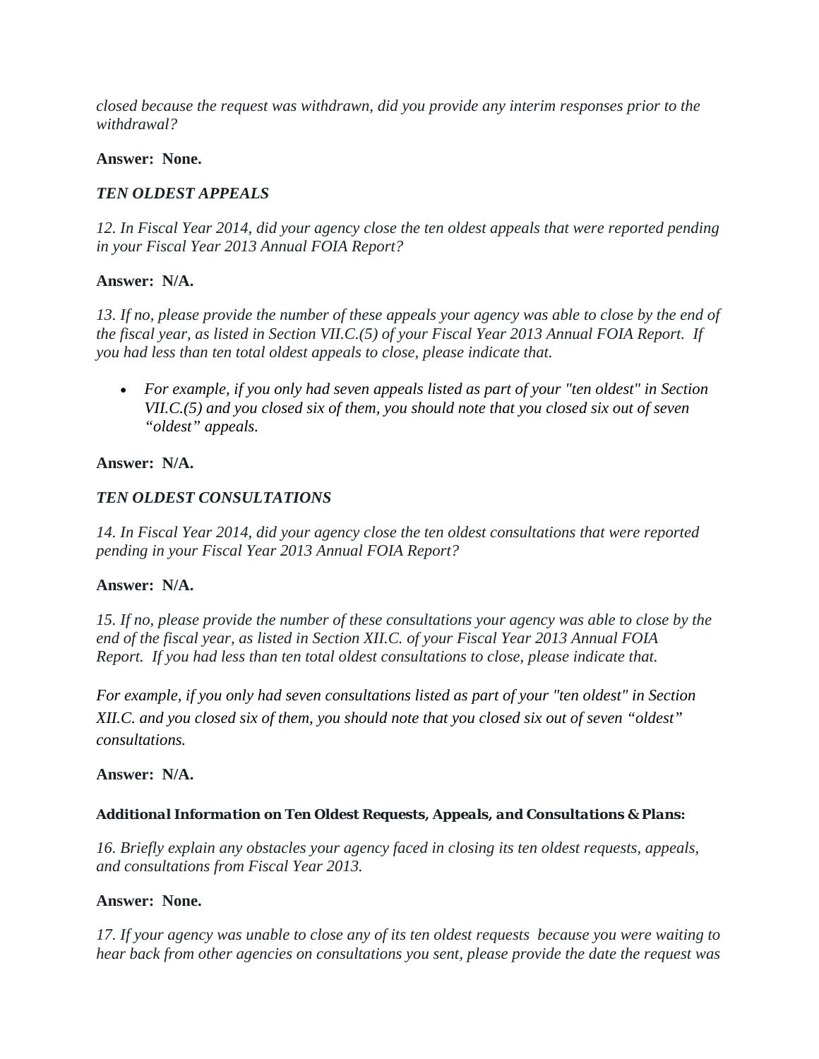*closed because the request was withdrawn, did you provide any interim responses prior to the withdrawal?*

**Answer: None.**

***TEN OLDEST APPEALS***

*12. In Fiscal Year 2014, did your agency close the ten oldest appeals that were reported pending in your Fiscal Year 2013 Annual FOIA Report?*

**Answer: N/A.**

*13. If no, please provide the number of these appeals your agency was able to close by the end of the fiscal year, as listed in Section VII.C.(5) of your Fiscal Year 2013 Annual FOIA Report. If you had less than ten total oldest appeals to close, please indicate that.*

- *For example, if you only had seven appeals listed as part of your "ten oldest" in Section VII.C.(5) and you closed six of them, you should note that you closed six out of seven "oldest" appeals.*

**Answer: N/A.**

***TEN OLDEST CONSULTATIONS***

*14. In Fiscal Year 2014, did your agency close the ten oldest consultations that were reported pending in your Fiscal Year 2013 Annual FOIA Report?*

**Answer: N/A.**

*15. If no, please provide the number of these consultations your agency was able to close by the end of the fiscal year, as listed in Section XII.C. of your Fiscal Year 2013 Annual FOIA Report. If you had less than ten total oldest consultations to close, please indicate that.*

*For example, if you only had seven consultations listed as part of your "ten oldest" in Section XII.C. and you closed six of them, you should note that you closed six out of seven "oldest" consultations.*

**Answer: N/A.**

***Additional Information on Ten Oldest Requests, Appeals, and Consultations & Plans:***

*16. Briefly explain any obstacles your agency faced in closing its ten oldest requests, appeals, and consultations from Fiscal Year 2013.*

**Answer: None.**

*17. If your agency was unable to close any of its ten oldest requests because you were waiting to hear back from other agencies on consultations you sent, please provide the date the request was*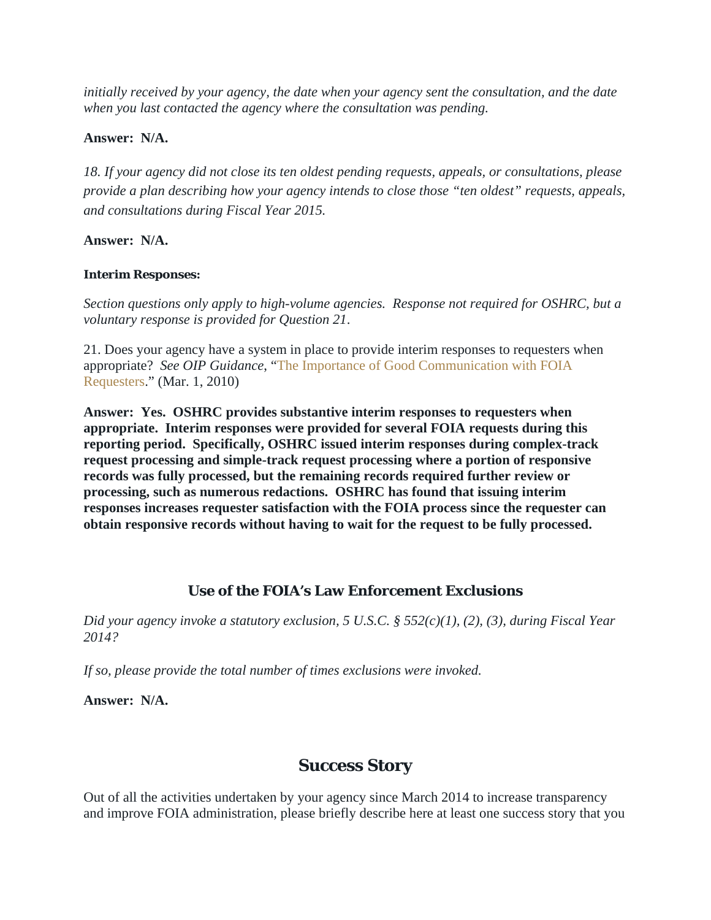*initially received by your agency, the date when your agency sent the consultation, and the date when you last contacted the agency where the consultation was pending.*

**Answer: N/A.**

*18. If your agency did not close its ten oldest pending requests, appeals, or consultations, please provide a plan describing how your agency intends to close those "ten oldest" requests, appeals, and consultations during Fiscal Year 2015.*

**Answer: N/A.**

**Interim Responses:**

*Section questions only apply to high-volume agencies. Response not required for OSHRC, but a voluntary response is provided for Question 21.*

21. Does your agency have a system in place to provide interim responses to requesters when appropriate? *See OIP Guidance*, "The Importance of Good Communication with FOIA Requesters." (Mar. 1, 2010)

**Answer: Yes. OSHRC provides substantive interim responses to requesters when appropriate. Interim responses were provided for several FOIA requests during this reporting period. Specifically, OSHRC issued interim responses during complex-track request processing and simple-track request processing where a portion of responsive records was fully processed, but the remaining records required further review or processing, such as numerous redactions. OSHRC has found that issuing interim responses increases requester satisfaction with the FOIA process since the requester can obtain responsive records without having to wait for the request to be fully processed.**

## Use of the FOIA's Law Enforcement Exclusions

*Did your agency invoke a statutory exclusion, 5 U.S.C. § 552(c)(1), (2), (3), during Fiscal Year 2014?*

*If so, please provide the total number of times exclusions were invoked.*

**Answer: N/A.**

## Success Story

Out of all the activities undertaken by your agency since March 2014 to increase transparency and improve FOIA administration, please briefly describe here at least one success story that you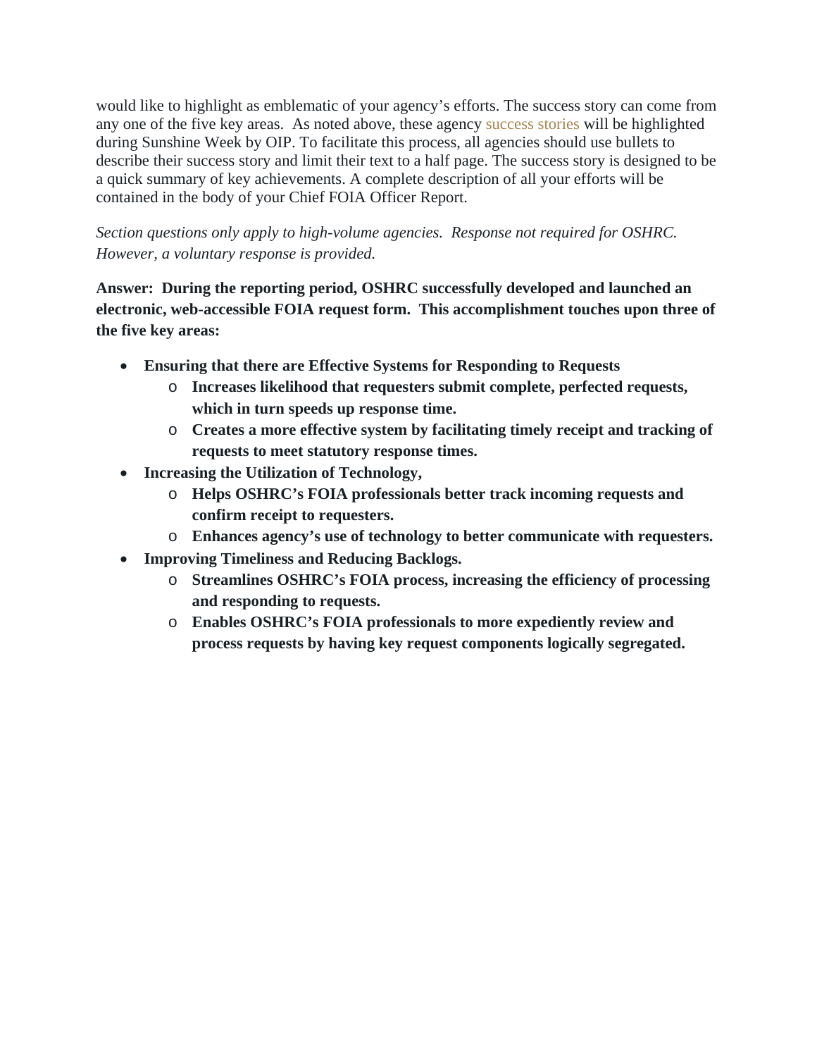would like to highlight as emblematic of your agency's efforts. The success story can come from any one of the five key areas. As noted above, these agency success stories will be highlighted during Sunshine Week by OIP. To facilitate this process, all agencies should use bullets to describe their success story and limit their text to a half page. The success story is designed to be a quick summary of key achievements. A complete description of all your efforts will be contained in the body of your Chief FOIA Officer Report.

*Section questions only apply to high-volume agencies. Response not required for OSHRC. However, a voluntary response is provided.*

**Answer: During the reporting period, OSHRC successfully developed and launched an electronic, web-accessible FOIA request form. This accomplishment touches upon three of the five key areas:**

- **Ensuring that there are Effective Systems for Responding to Requests**
  - **Increases likelihood that requesters submit complete, perfected requests, which in turn speeds up response time.**
  - **Creates a more effective system by facilitating timely receipt and tracking of requests to meet statutory response times.**
- **Increasing the Utilization of Technology,**
  - **Helps OSHRC's FOIA professionals better track incoming requests and confirm receipt to requesters.**
  - **Enhances agency's use of technology to better communicate with requesters.**
- **Improving Timeliness and Reducing Backlogs.**
  - **Streamlines OSHRC's FOIA process, increasing the efficiency of processing and responding to requests.**
  - **Enables OSHRC's FOIA professionals to more expediently review and process requests by having key request components logically segregated.**